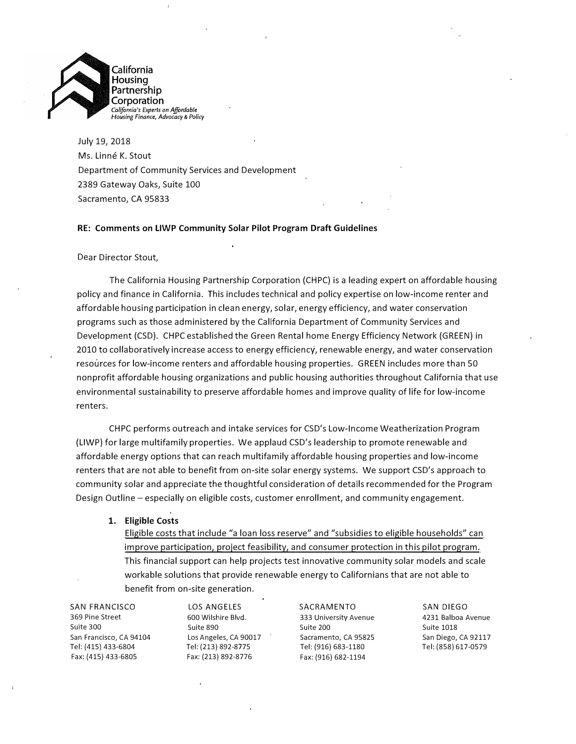California Housing Partnership Corporation
*California's Experts on Affordable Housing Finance, Advocacy & Policy*

July 19, 2018
Ms. Linné K. Stout
Department of Community Services and Development
2389 Gateway Oaks, Suite 100
Sacramento, CA 95833

**RE: Comments on LIWP Community Solar Pilot Program Draft Guidelines**

Dear Director Stout,

The California Housing Partnership Corporation (CHPC) is a leading expert on affordable housing policy and finance in California. This includes technical and policy expertise on low-income renter and affordable housing participation in clean energy, solar, energy efficiency, and water conservation programs such as those administered by the California Department of Community Services and Development (CSD). CHPC established the Green Rental home Energy Efficiency Network (GREEN) in 2010 to collaboratively increase access to energy efficiency, renewable energy, and water conservation resources for low-income renters and affordable housing properties. GREEN includes more than 50 nonprofit affordable housing organizations and public housing authorities throughout California that use environmental sustainability to preserve affordable homes and improve quality of life for low-income renters.

CHPC performs outreach and intake services for CSD's Low-Income Weatherization Program (LIWP) for large multifamily properties. We applaud CSD's leadership to promote renewable and affordable energy options that can reach multifamily affordable housing properties and low-income renters that are not able to benefit from on-site solar energy systems. We support CSD's approach to community solar and appreciate the thoughtful consideration of details recommended for the Program Design Outline – especially on eligible costs, customer enrollment, and community engagement.

1. **Eligible Costs**

   <u>Eligible costs that include "a loan loss reserve" and "subsidies to eligible households" can improve participation, project feasibility, and consumer protection in this pilot program.</u> This financial support can help projects test innovative community solar models and scale workable solutions that provide renewable energy to Californians that are not able to benefit from on-site generation.

SAN FRANCISCO
369 Pine Street
Suite 300
San Francisco, CA 94104
Tel: (415) 433-6804
Fax: (415) 433-6805

LOS ANGELES
600 Wilshire Blvd.
Suite 890
Los Angeles, CA 90017
Tel: (213) 892-8775
Fax: (213) 892-8776

SACRAMENTO
333 University Avenue
Suite 200
Sacramento, CA 95825
Tel: (916) 683-1180
Fax: (916) 682-1194

SAN DIEGO
4231 Balboa Avenue
Suite 1018
San Diego, CA 92117
Tel: (858) 617-0579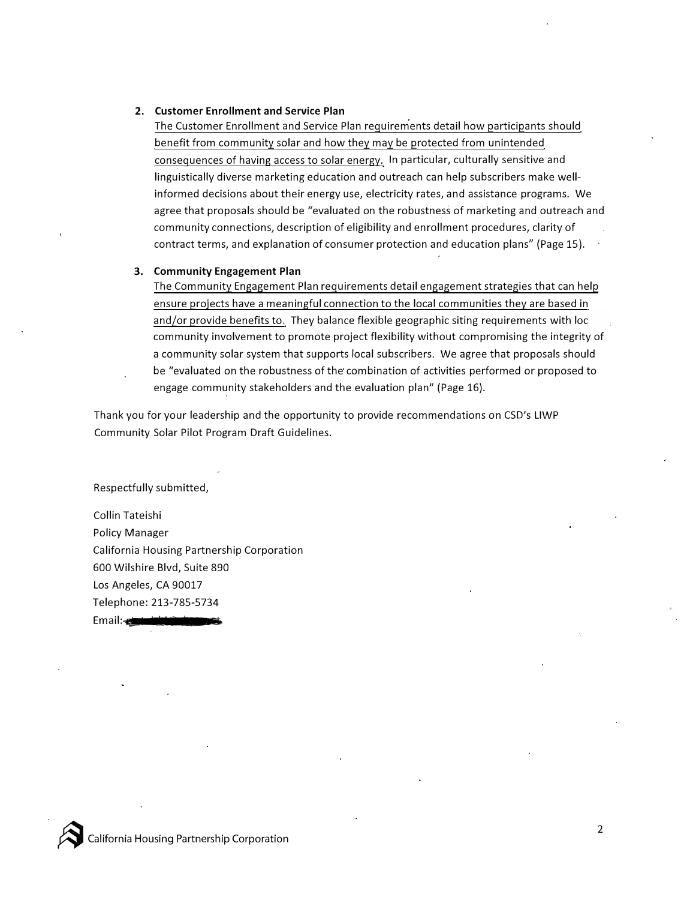2. **Customer Enrollment and Service Plan**
   The Customer Enrollment and Service Plan requirements detail how participants should benefit from community solar and how they may be protected from unintended consequences of having access to solar energy. In particular, culturally sensitive and linguistically diverse marketing education and outreach can help subscribers make well-informed decisions about their energy use, electricity rates, and assistance programs. We agree that proposals should be "evaluated on the robustness of marketing and outreach and community connections, description of eligibility and enrollment procedures, clarity of contract terms, and explanation of consumer protection and education plans" (Page 15).

3. **Community Engagement Plan**
   The Community Engagement Plan requirements detail engagement strategies that can help ensure projects have a meaningful connection to the local communities they are based in and/or provide benefits to. They balance flexible geographic siting requirements with loc community involvement to promote project flexibility without compromising the integrity of a community solar system that supports local subscribers. We agree that proposals should be "evaluated on the robustness of the combination of activities performed or proposed to engage community stakeholders and the evaluation plan" (Page 16).

Thank you for your leadership and the opportunity to provide recommendations on CSD's LIWP Community Solar Pilot Program Draft Guidelines.

Respectfully submitted,

Collin Tateishi
Policy Manager
California Housing Partnership Corporation
600 Wilshire Blvd, Suite 890
Los Angeles, CA 90017
Telephone: 213-785-5734
Email: [redacted]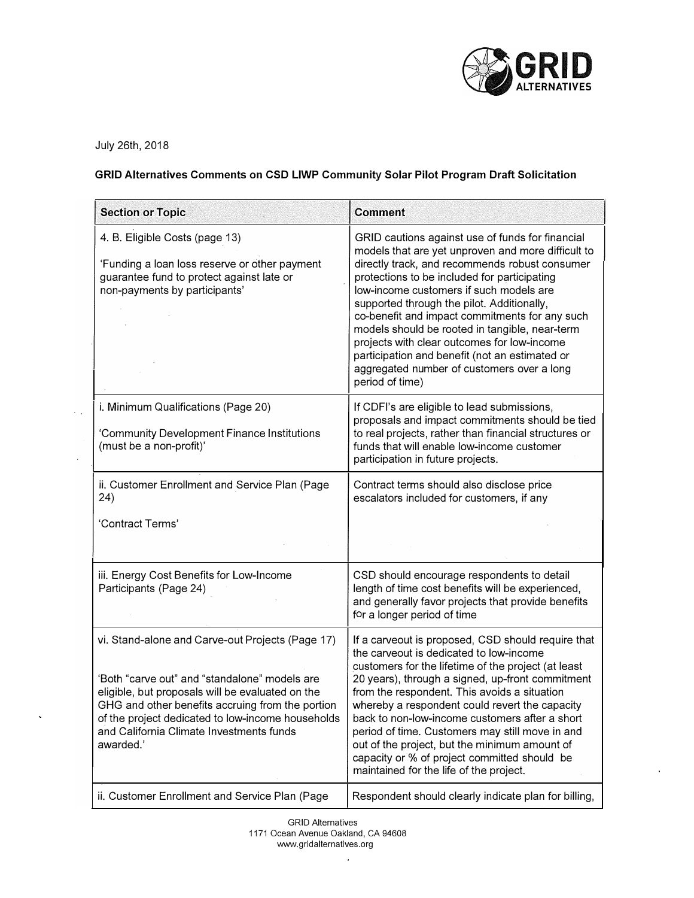July 26th, 2018

**GRID Alternatives Comments on CSD LIWP Community Solar Pilot Program Draft Solicitation**

| Section or Topic | Comment |
|---|---|
| 4. B. Eligible Costs (page 13)<br><br>'Funding a loan loss reserve or other payment guarantee fund to protect against late or non-payments by participants' | GRID cautions against use of funds for financial models that are yet unproven and more difficult to directly track, and recommends robust consumer protections to be included for participating low-income customers if such models are supported through the pilot. Additionally, co-benefit and impact commitments for any such models should be rooted in tangible, near-term projects with clear outcomes for low-income participation and benefit (not an estimated or aggregated number of customers over a long period of time) |
| i. Minimum Qualifications (Page 20)<br><br>'Community Development Finance Institutions (must be a non-profit)' | If CDFI's are eligible to lead submissions, proposals and impact commitments should be tied to real projects, rather than financial structures or funds that will enable low-income customer participation in future projects. |
| ii. Customer Enrollment and Service Plan (Page 24)<br><br>'Contract Terms' | Contract terms should also disclose price escalators included for customers, if any |
| iii. Energy Cost Benefits for Low-Income Participants (Page 24) | CSD should encourage respondents to detail length of time cost benefits will be experienced, and generally favor projects that provide benefits for a longer period of time |
| vi. Stand-alone and Carve-out Projects (Page 17)<br><br>'Both "carve out" and "standalone" models are eligible, but proposals will be evaluated on the GHG and other benefits accruing from the portion of the project dedicated to low-income households and California Climate Investments funds awarded.' | If a carveout is proposed, CSD should require that the carveout is dedicated to low-income customers for the lifetime of the project (at least 20 years), through a signed, up-front commitment from the respondent. This avoids a situation whereby a respondent could revert the capacity back to non-low-income customers after a short period of time. Customers may still move in and out of the project, but the minimum amount of capacity or % of project committed should be maintained for the life of the project. |
| ii. Customer Enrollment and Service Plan (Page | Respondent should clearly indicate plan for billing, |

GRID Alternatives
1171 Ocean Avenue Oakland, CA 94608
www.gridalternatives.org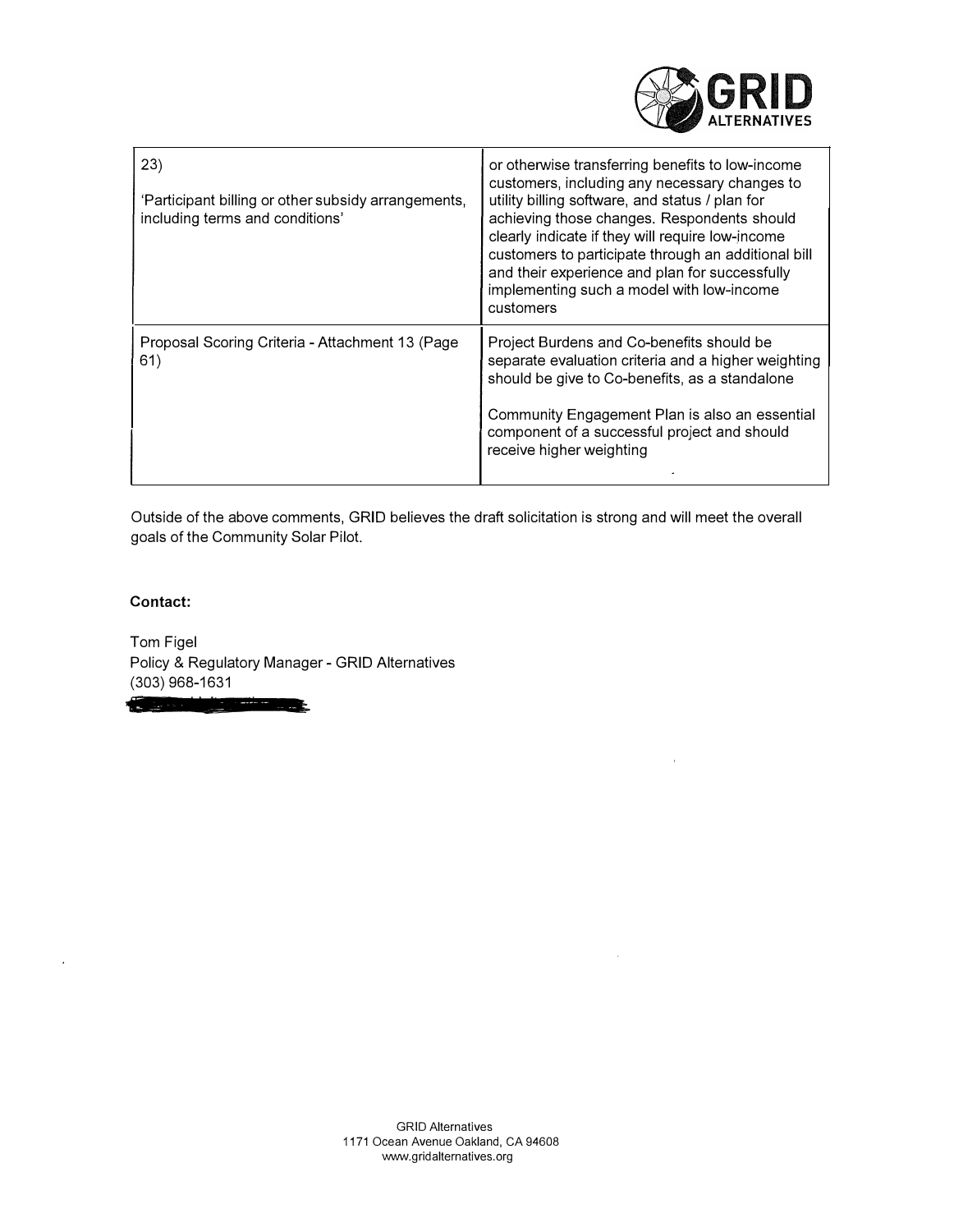| 23) 'Participant billing or other subsidy arrangements, including terms and conditions' | or otherwise transferring benefits to low-income customers, including any necessary changes to utility billing software, and status / plan for achieving those changes. Respondents should clearly indicate if they will require low-income customers to participate through an additional bill and their experience and plan for successfully implementing such a model with low-income customers |
|---|---|
| Proposal Scoring Criteria - Attachment 13 (Page 61) | Project Burdens and Co-benefits should be separate evaluation criteria and a higher weighting should be give to Co-benefits, as a standalone<br><br>Community Engagement Plan is also an essential component of a successful project and should receive higher weighting |

Outside of the above comments, GRID believes the draft solicitation is strong and will meet the overall goals of the Community Solar Pilot.

**Contact:**

Tom Figel
Policy & Regulatory Manager - GRID Alternatives
(303) 968-1631

GRID Alternatives
1171 Ocean Avenue Oakland, CA 94608
www.gridalternatives.org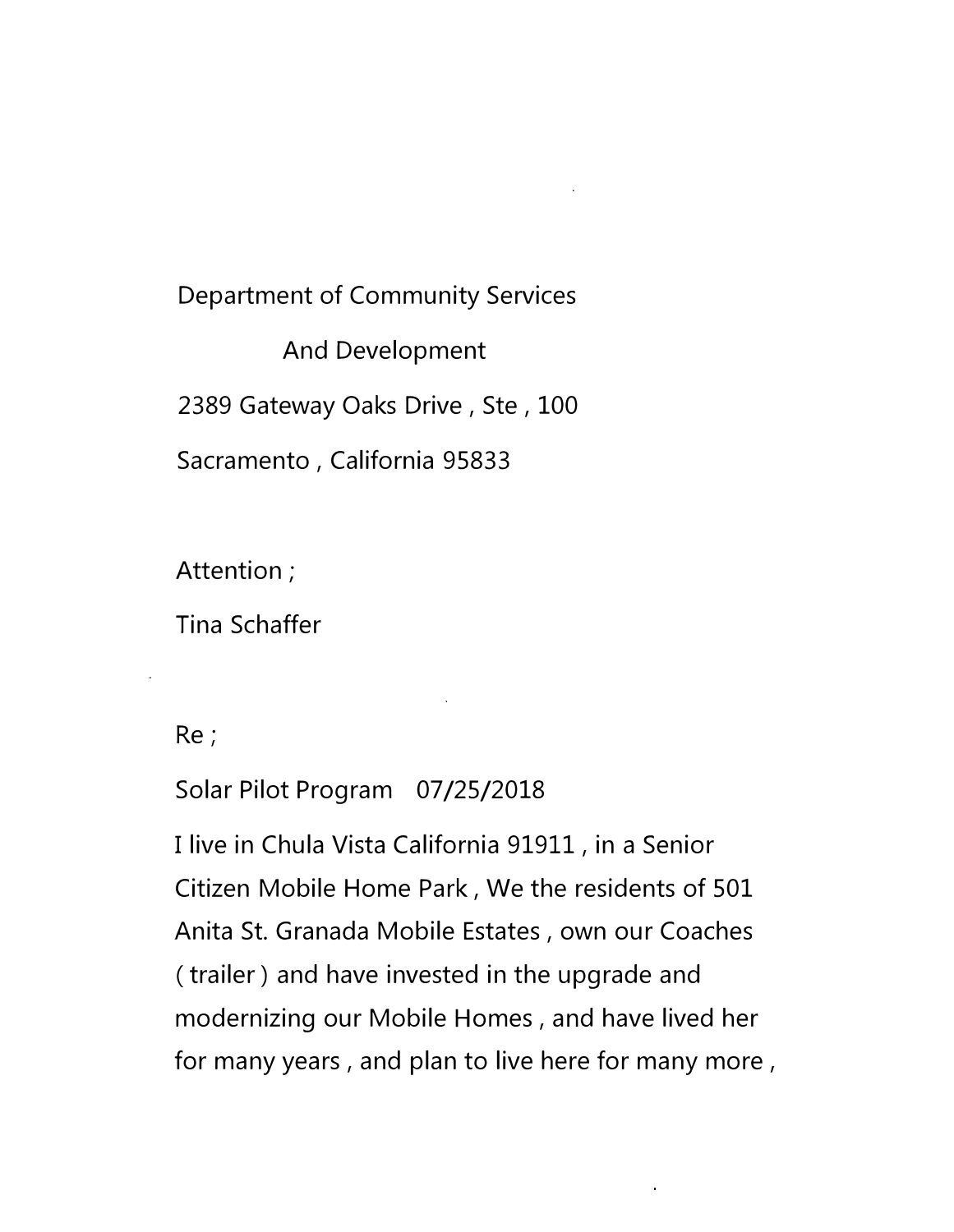Department of Community Services

And Development

2389 Gateway Oaks Drive , Ste , 100

Sacramento , California 95833

Attention ;

Tina Schaffer

Re ;

Solar Pilot Program 07/25/2018

I live in Chula Vista California 91911 , in a Senior Citizen Mobile Home Park , We the residents of 501 Anita St. Granada Mobile Estates , own our Coaches ( trailer ) and have invested in the upgrade and modernizing our Mobile Homes , and have lived her for many years , and plan to live here for many more ,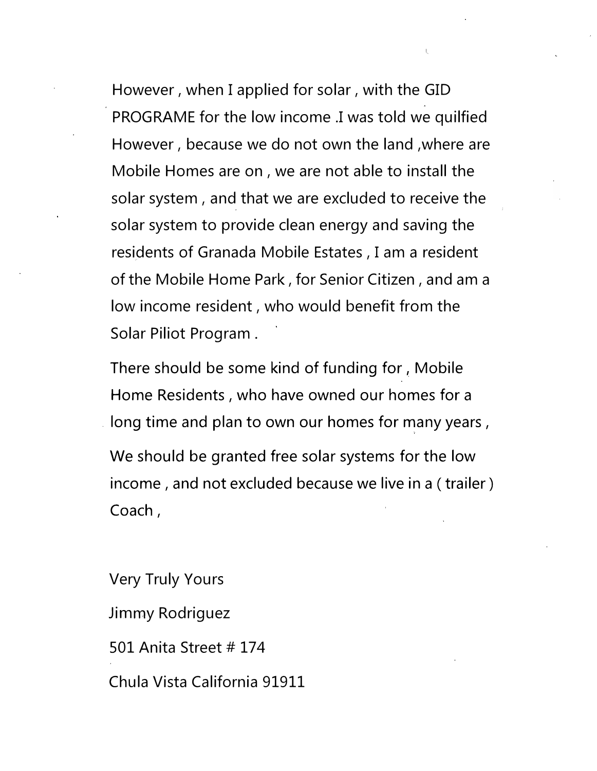However , when I applied for solar , with the GID PROGRAME for the low income .I was told we quilfied However , because we do not own the land ,where are Mobile Homes are on , we are not able to install the solar system , and that we are excluded to receive the solar system to provide clean energy and saving the residents of Granada Mobile Estates , I am a resident of the Mobile Home Park , for Senior Citizen , and am a low income resident , who would benefit from the Solar Piliot Program .

There should be some kind of funding for , Mobile Home Residents , who have owned our homes for a long time and plan to own our homes for many years ,

We should be granted free solar systems for the low income , and not excluded because we live in a ( trailer ) Coach ,

Very Truly Yours

Jimmy Rodriguez

501 Anita Street # 174

Chula Vista California 91911